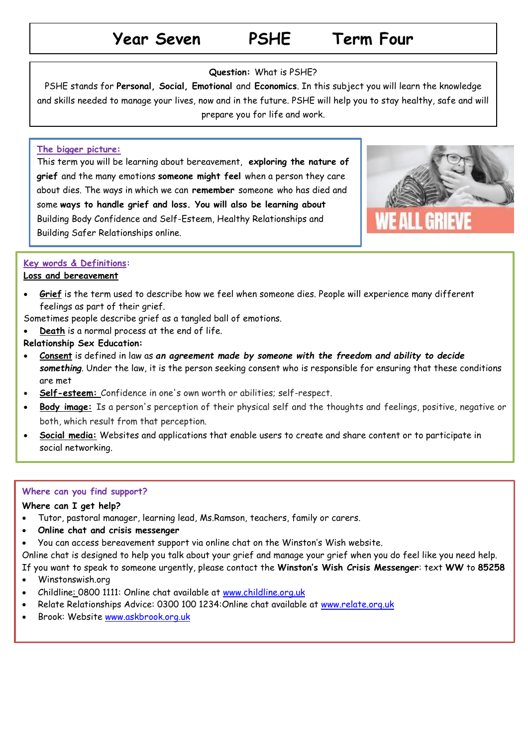# Year Seven PSHE Term Four

**Question:** What is PSHE?

PSHE stands for **Personal, Social, Emotional** and **Economics**. In this subject you will learn the knowledge and skills needed to manage your lives, now and in the future. PSHE will help you to stay healthy, safe and will prepare you for life and work.

## The bigger picture:

This term you will be learning about bereavement, **exploring the nature of grief** and the many emotions **someone might feel** when a person they care about dies. The ways in which we can **remember** someone who has died and some **ways to handle grief and loss. You will also be learning about** Building Body Confidence and Self-Esteem, Healthy Relationships and Building Safer Relationships online.

WE ALL GRIEVE

## Key words & Definitions:

**Loss and bereavement**

- **Grief** is the term used to describe how we feel when someone dies. People will experience many different feelings as part of their grief.

Sometimes people describe grief as a tangled ball of emotions.

- **Death** is a normal process at the end of life.

**Relationship Sex Education:**

- **Consent** is defined in law as ***an agreement made by someone with the freedom and ability to decide something***. Under the law, it is the person seeking consent who is responsible for ensuring that these conditions are met
- **Self-esteem:** Confidence in one's own worth or abilities; self-respect.
- **Body image:** Is a person's perception of their physical self and the thoughts and feelings, positive, negative or both, which result from that perception.
- **Social media:** Websites and applications that enable users to create and share content or to participate in social networking.

## Where can you find support?

**Where can I get help?**

- Tutor, pastoral manager, learning lead, Ms.Ramson, teachers, family or carers.
- **Online chat and crisis messenger**
- You can access bereavement support via online chat on the Winston's Wish website.

Online chat is designed to help you talk about your grief and manage your grief when you do feel like you need help. If you want to speak to someone urgently, please contact the **Winston's Wish Crisis Messenger**: text **WW** to **85258**

- Winstonswish.org
- Childline: 0800 1111: Online chat available at www.childline.org.uk
- Relate Relationships Advice: 0300 100 1234:Online chat available at www.relate.org.uk
- Brook: Website www.askbrook.org.uk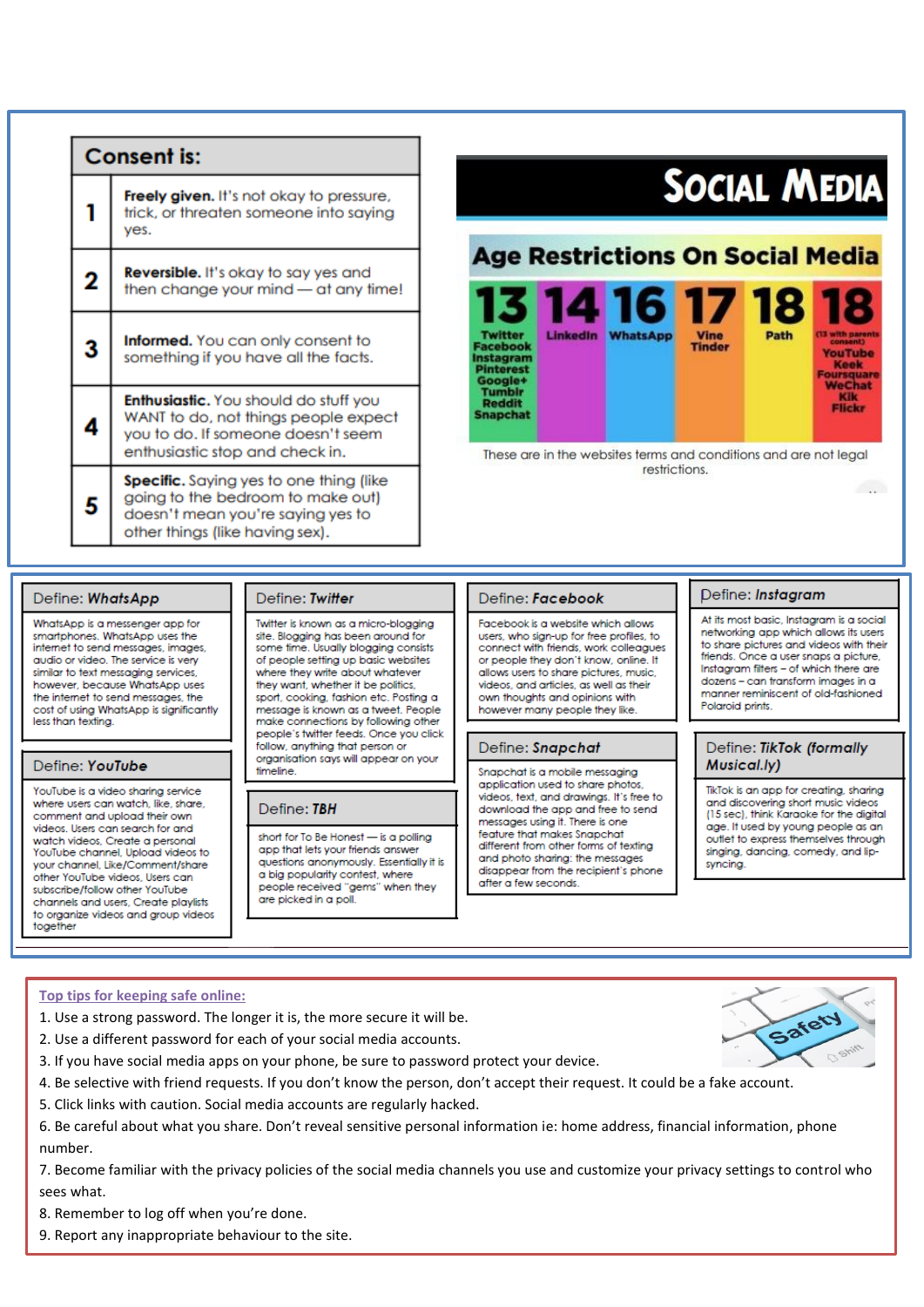## Consent is:

| | |
|---|---|
| 1 | **Freely given.** It's not okay to pressure, trick, or threaten someone into saying yes. |
| 2 | **Reversible.** It's okay to say yes and then change your mind — at any time! |
| 3 | **Informed.** You can only consent to something if you have all the facts. |
| 4 | **Enthusiastic.** You should do stuff you WANT to do, not things people expect you to do. If someone doesn't seem enthusiastic stop and check in. |
| 5 | **Specific.** Saying yes to one thing (like going to the bedroom to make out) doesn't mean you're saying yes to other things (like having sex). |

## SOCIAL MEDIA

### Age Restrictions On Social Media

13
Twitter
Facebook
Instagram
Pinterest
Google+
Tumblr
Reddit
Snapchat

14
LinkedIn

16
WhatsApp

17
Vine
Tinder

18
Path

18
(13 with parents consent)
YouTube
Keek
Foursquare
WeChat
Kik
Flickr

These are in the websites terms and conditions and are not legal restrictions.

### Define: *WhatsApp*

WhatsApp is a messenger app for smartphones. WhatsApp uses the internet to send messages, images, audio or video. The service is very similar to text messaging services, however, because WhatsApp uses the internet to send messages, the cost of using WhatsApp is significantly less than texting.

### Define: *Twitter*

Twitter is known as a micro-blogging site. Blogging has been around for some time. Usually blogging consists of people setting up basic websites where they write about whatever they want, whether it be politics, sport, cooking, fashion etc. Posting a message is known as a tweet. People make connections by following other people's twitter feeds. Once you click follow, anything that person or organisation says will appear on your timeline.

### Define: *Facebook*

Facebook is a website which allows users, who sign-up for free profiles, to connect with friends, work colleagues or people they don't know, online. It allows users to share pictures, music, videos, and articles, as well as their own thoughts and opinions with however many people they like.

### Define: *Instagram*

At its most basic, Instagram is a social networking app which allows its users to share pictures and videos with their friends. Once a user snaps a picture, Instagram filters – of which there are dozens – can transform images in a manner reminiscent of old-fashioned Polaroid prints.

### Define: *YouTube*

YouTube is a video sharing service where users can watch, like, share, comment and upload their own videos. Users can search for and watch videos, Create a personal YouTube channel, Upload videos to your channel, Like/Comment/share other YouTube videos, Users can subscribe/follow other YouTube channels and users, Create playlists to organize videos and group videos together

### Define: *TBH*

short for To Be Honest — is a polling app that lets your friends answer questions anonymously. Essentially it is a big popularity contest, where people received "gems" when they are picked in a poll.

### Define: *Snapchat*

Snapchat is a mobile messaging application used to share photos, videos, text, and drawings. It's free to download the app and free to send messages using it. There is one feature that makes Snapchat different from other forms of texting and photo sharing: the messages disappear from the recipient's phone after a few seconds.

### Define: *TikTok (formally Musical.ly)*

TikTok is an app for creating, sharing and discovering short music videos (15 sec), think Karaoke for the digital age. It used by young people as an outlet to express themselves through singing, dancing, comedy, and lip-syncing.

### Top tips for keeping safe online:

1. Use a strong password. The longer it is, the more secure it will be.
2. Use a different password for each of your social media accounts.
3. If you have social media apps on your phone, be sure to password protect your device.
4. Be selective with friend requests. If you don't know the person, don't accept their request. It could be a fake account.
5. Click links with caution. Social media accounts are regularly hacked.
6. Be careful about what you share. Don't reveal sensitive personal information ie: home address, financial information, phone number.
7. Become familiar with the privacy policies of the social media channels you use and customize your privacy settings to control who sees what.
8. Remember to log off when you're done.
9. Report any inappropriate behaviour to the site.